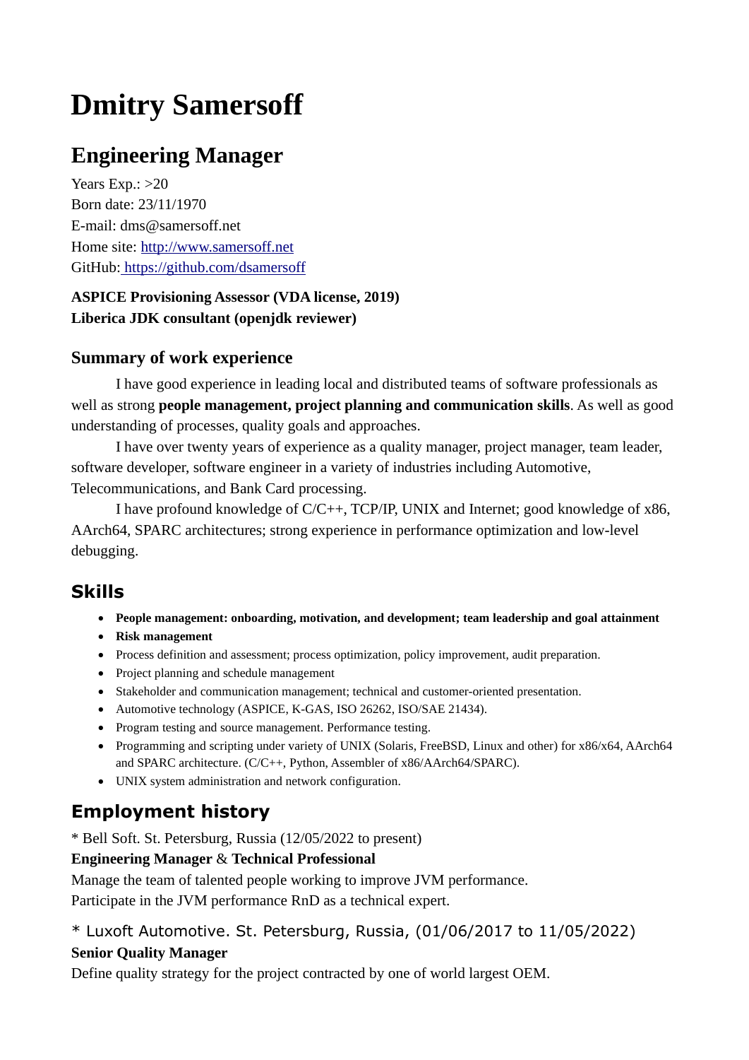# Dmitry Samersoff

## Engineering Manager

Years Exp.: >20
Born date: 23/11/1970
E-mail: dms@samersoff.net
Home site: [http://www.samersoff.net](http://www.samersoff.net)
GitHub: [https://github.com/dsamersoff](https://github.com/dsamersoff)

**ASPICE Provisioning Assessor (VDA license, 2019)**
**Liberica JDK consultant (openjdk reviewer)**

### Summary of work experience

I have good experience in leading local and distributed teams of software professionals as well as strong **people management, project planning and communication skills**. As well as good understanding of processes, quality goals and approaches.

I have over twenty years of experience as a quality manager, project manager, team leader, software developer, software engineer in a variety of industries including Automotive, Telecommunications, and Bank Card processing.

I have profound knowledge of C/C++, TCP/IP, UNIX and Internet; good knowledge of x86, AArch64, SPARC architectures; strong experience in performance optimization and low-level debugging.

## Skills

- **People management: onboarding, motivation, and development; team leadership and goal attainment**
- **Risk management**
- Process definition and assessment; process optimization, policy improvement, audit preparation.
- Project planning and schedule management
- Stakeholder and communication management; technical and customer-oriented presentation.
- Automotive technology (ASPICE, K-GAS, ISO 26262, ISO/SAE 21434).
- Program testing and source management. Performance testing.
- Programming and scripting under variety of UNIX (Solaris, FreeBSD, Linux and other) for x86/x64, AArch64 and SPARC architecture. (C/C++, Python, Assembler of x86/AArch64/SPARC).
- UNIX system administration and network configuration.

## Employment history

* Bell Soft. St. Petersburg, Russia (12/05/2022 to present)
**Engineering Manager** & **Technical Professional**
Manage the team of talented people working to improve JVM performance.
Participate in the JVM performance RnD as a technical expert.

* Luxoft Automotive. St. Petersburg, Russia, (01/06/2017 to 11/05/2022)
**Senior Quality Manager**
Define quality strategy for the project contracted by one of world largest OEM.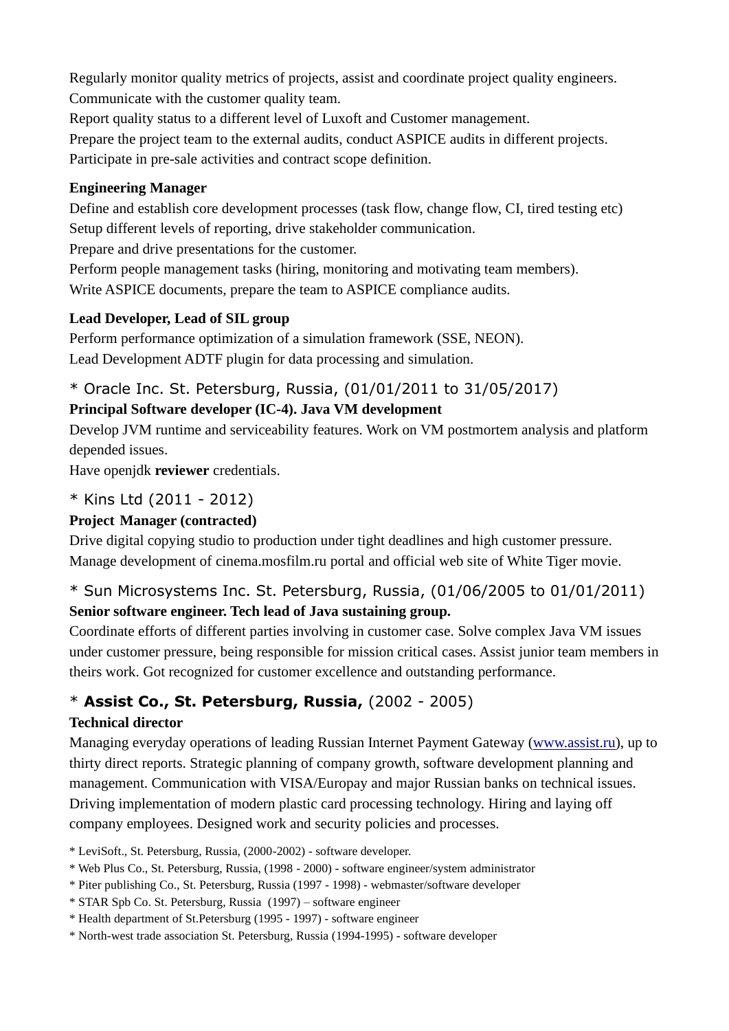Regularly monitor quality metrics of projects, assist and coordinate project quality engineers.
Communicate with the customer quality team.
Report quality status to a different level of Luxoft and Customer management.
Prepare the project team to the external audits, conduct ASPICE audits in different projects.
Participate in pre-sale activities and contract scope definition.

**Engineering Manager**

Define and establish core development processes (task flow, change flow, CI, tired testing etc)
Setup different levels of reporting, drive stakeholder communication.
Prepare and drive presentations for the customer.
Perform people management tasks (hiring, monitoring and motivating team members).
Write ASPICE documents, prepare the team to ASPICE compliance audits.

**Lead Developer, Lead of SIL group**

Perform performance optimization of a simulation framework (SSE, NEON).
Lead Development ADTF plugin for data processing and simulation.

* Oracle Inc. St. Petersburg, Russia, (01/01/2011 to 31/05/2017)

**Principal Software developer (IC-4). Java VM development**

Develop JVM runtime and serviceability features. Work on VM postmortem analysis and platform depended issues.
Have openjdk **reviewer** credentials.

* Kins Ltd (2011 - 2012)

**Project Manager (contracted)**

Drive digital copying studio to production under tight deadlines and high customer pressure.
Manage development of cinema.mosfilm.ru portal and official web site of White Tiger movie.

* Sun Microsystems Inc. St. Petersburg, Russia, (01/06/2005 to 01/01/2011)

**Senior software engineer. Tech lead of Java sustaining group.**

Coordinate efforts of different parties involving in customer case. Solve complex Java VM issues under customer pressure, being responsible for mission critical cases. Assist junior team members in theirs work. Got recognized for customer excellence and outstanding performance.

* **Assist Co., St. Petersburg, Russia,** (2002 - 2005)

**Technical director**

Managing everyday operations of leading Russian Internet Payment Gateway ([www.assist.ru](http://www.assist.ru)), up to thirty direct reports. Strategic planning of company growth, software development planning and management. Communication with VISA/Europay and major Russian banks on technical issues. Driving implementation of modern plastic card processing technology. Hiring and laying off company employees. Designed work and security policies and processes.

* LeviSoft., St. Petersburg, Russia, (2000-2002) - software developer.
* Web Plus Co., St. Petersburg, Russia, (1998 - 2000) - software engineer/system administrator
* Piter publishing Co., St. Petersburg, Russia (1997 - 1998) - webmaster/software developer
* STAR Spb Co. St. Petersburg, Russia (1997) – software engineer
* Health department of St.Petersburg (1995 - 1997) - software engineer
* North-west trade association St. Petersburg, Russia (1994-1995) - software developer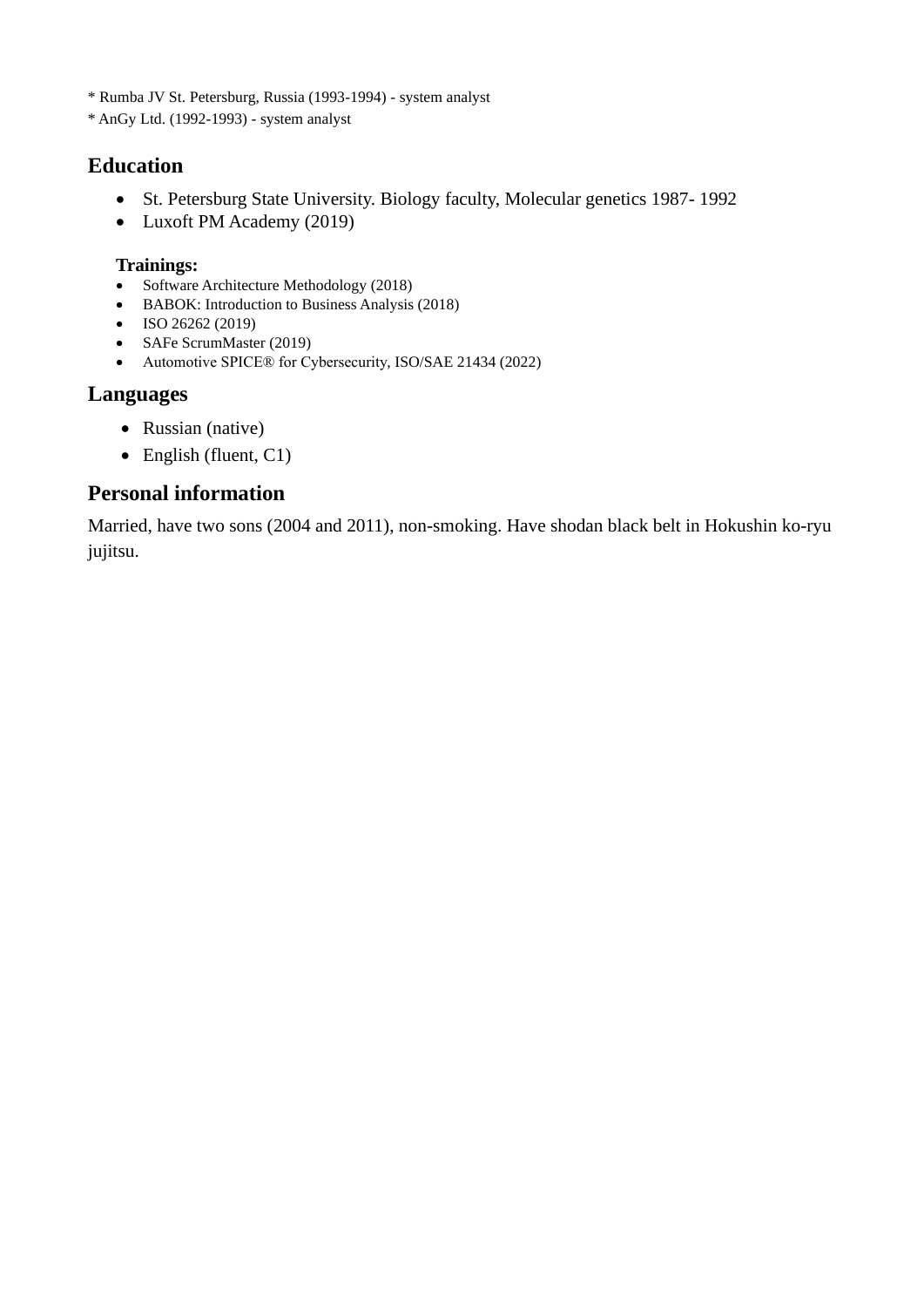* Rumba JV St. Petersburg, Russia (1993-1994) - system analyst
* AnGy Ltd. (1992-1993) - system analyst

## Education

- St. Petersburg State University. Biology faculty, Molecular genetics 1987- 1992
- Luxoft PM Academy (2019)

**Trainings:**

- Software Architecture Methodology (2018)
- BABOK: Introduction to Business Analysis (2018)
- ISO 26262 (2019)
- SAFe ScrumMaster (2019)
- Automotive SPICE® for Cybersecurity, ISO/SAE 21434 (2022)

## Languages

- Russian (native)
- English (fluent, C1)

## Personal information

Married, have two sons (2004 and 2011), non-smoking. Have shodan black belt in Hokushin ko-ryu jujitsu.